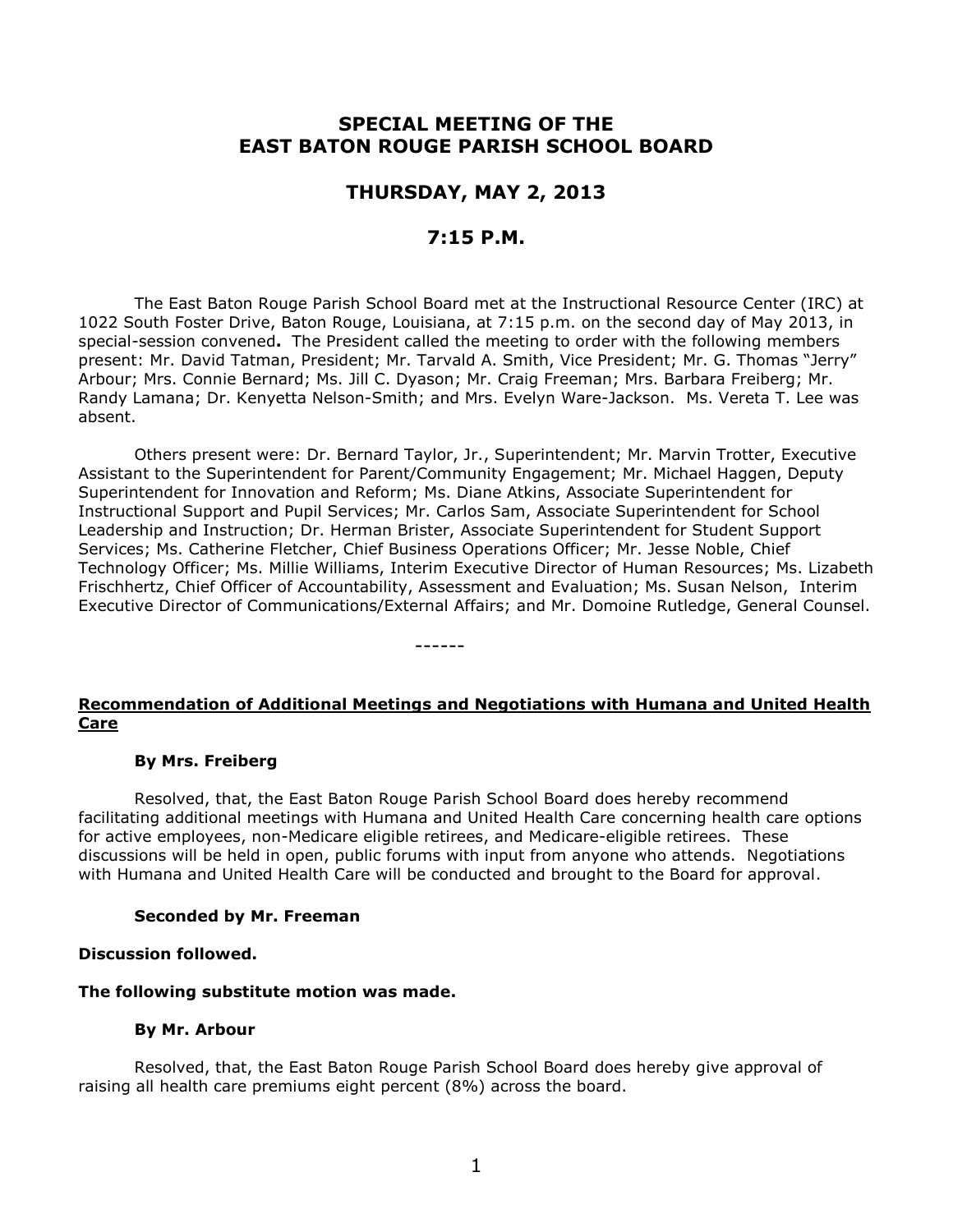# SPECIAL MEETING OF THE EAST BATON ROUGE PARISH SCHOOL BOARD

## THURSDAY, MAY 2, 2013

## 7:15 P.M.

The East Baton Rouge Parish School Board met at the Instructional Resource Center (IRC) at 1022 South Foster Drive, Baton Rouge, Louisiana, at 7:15 p.m. on the second day of May 2013, in special-session convened**.** The President called the meeting to order with the following members present: Mr. David Tatman, President; Mr. Tarvald A. Smith, Vice President; Mr. G. Thomas "Jerry" Arbour; Mrs. Connie Bernard; Ms. Jill C. Dyason; Mr. Craig Freeman; Mrs. Barbara Freiberg; Mr. Randy Lamana; Dr. Kenyetta Nelson-Smith; and Mrs. Evelyn Ware-Jackson. Ms. Vereta T. Lee was absent.

Others present were: Dr. Bernard Taylor, Jr., Superintendent; Mr. Marvin Trotter, Executive Assistant to the Superintendent for Parent/Community Engagement; Mr. Michael Haggen, Deputy Superintendent for Innovation and Reform; Ms. Diane Atkins, Associate Superintendent for Instructional Support and Pupil Services; Mr. Carlos Sam, Associate Superintendent for School Leadership and Instruction; Dr. Herman Brister, Associate Superintendent for Student Support Services; Ms. Catherine Fletcher, Chief Business Operations Officer; Mr. Jesse Noble, Chief Technology Officer; Ms. Millie Williams, Interim Executive Director of Human Resources; Ms. Lizabeth Frischhertz, Chief Officer of Accountability, Assessment and Evaluation; Ms. Susan Nelson, Interim Executive Director of Communications/External Affairs; and Mr. Domoine Rutledge, General Counsel.

------

**Recommendation of Additional Meetings and Negotiations with Humana and United Health Care**

**By Mrs. Freiberg**

Resolved, that, the East Baton Rouge Parish School Board does hereby recommend facilitating additional meetings with Humana and United Health Care concerning health care options for active employees, non-Medicare eligible retirees, and Medicare-eligible retirees. These discussions will be held in open, public forums with input from anyone who attends. Negotiations with Humana and United Health Care will be conducted and brought to the Board for approval.

**Seconded by Mr. Freeman**

**Discussion followed.**

**The following substitute motion was made.**

**By Mr. Arbour**

Resolved, that, the East Baton Rouge Parish School Board does hereby give approval of raising all health care premiums eight percent (8%) across the board.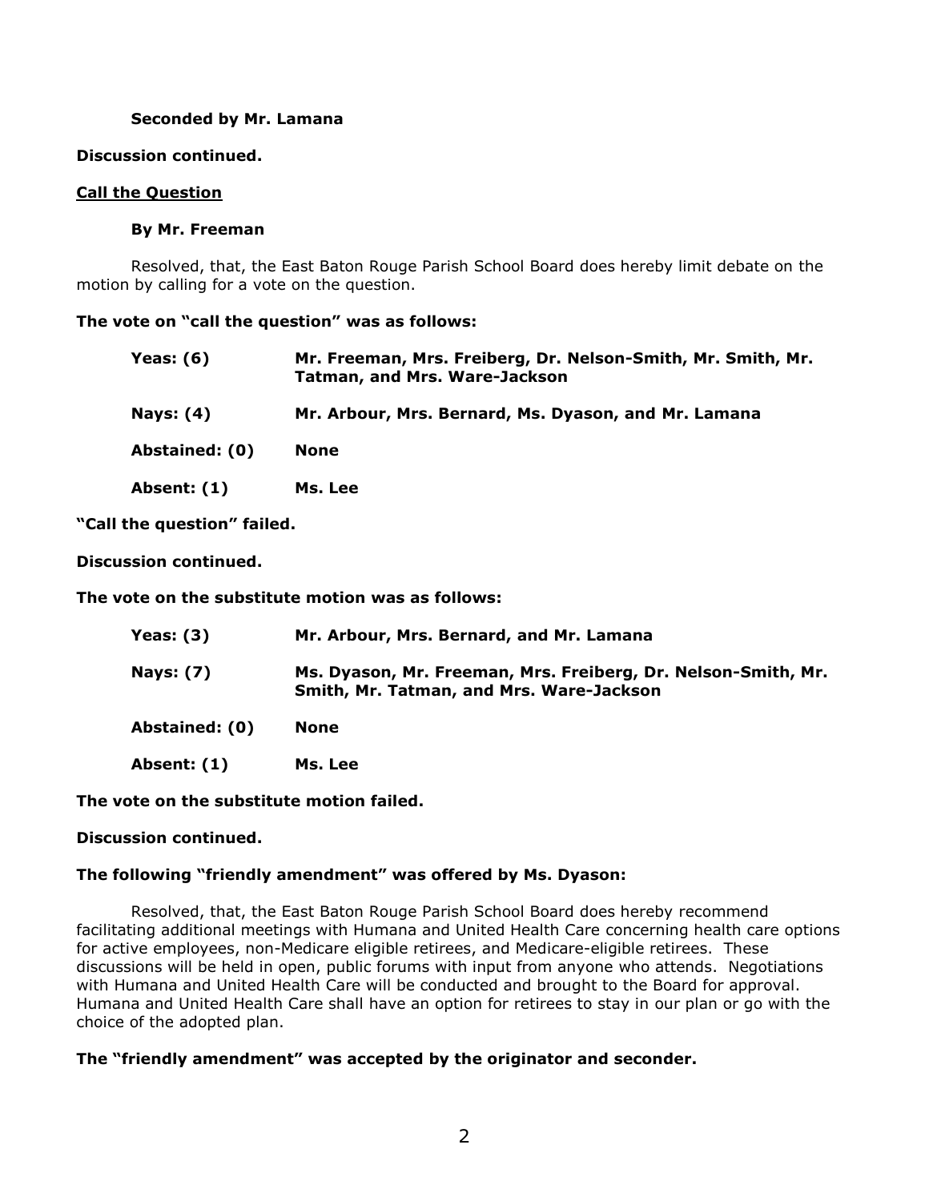**Seconded by Mr. Lamana**

**Discussion continued.**

**<u>Call the Question</u>**

**By Mr. Freeman**

Resolved, that, the East Baton Rouge Parish School Board does hereby limit debate on the motion by calling for a vote on the question.

**The vote on "call the question" was as follows:**

| | |
|---|---|
| **Yeas: (6)** | **Mr. Freeman, Mrs. Freiberg, Dr. Nelson-Smith, Mr. Smith, Mr. Tatman, and Mrs. Ware-Jackson** |
| **Nays: (4)** | **Mr. Arbour, Mrs. Bernard, Ms. Dyason, and Mr. Lamana** |
| **Abstained: (0)** | **None** |
| **Absent: (1)** | **Ms. Lee** |

**"Call the question" failed.**

**Discussion continued.**

**The vote on the substitute motion was as follows:**

| | |
|---|---|
| **Yeas: (3)** | **Mr. Arbour, Mrs. Bernard, and Mr. Lamana** |
| **Nays: (7)** | **Ms. Dyason, Mr. Freeman, Mrs. Freiberg, Dr. Nelson-Smith, Mr. Smith, Mr. Tatman, and Mrs. Ware-Jackson** |
| **Abstained: (0)** | **None** |
| **Absent: (1)** | **Ms. Lee** |

**The vote on the substitute motion failed.**

**Discussion continued.**

**The following "friendly amendment" was offered by Ms. Dyason:**

Resolved, that, the East Baton Rouge Parish School Board does hereby recommend facilitating additional meetings with Humana and United Health Care concerning health care options for active employees, non-Medicare eligible retirees, and Medicare-eligible retirees. These discussions will be held in open, public forums with input from anyone who attends. Negotiations with Humana and United Health Care will be conducted and brought to the Board for approval. Humana and United Health Care shall have an option for retirees to stay in our plan or go with the choice of the adopted plan.

**The "friendly amendment" was accepted by the originator and seconder.**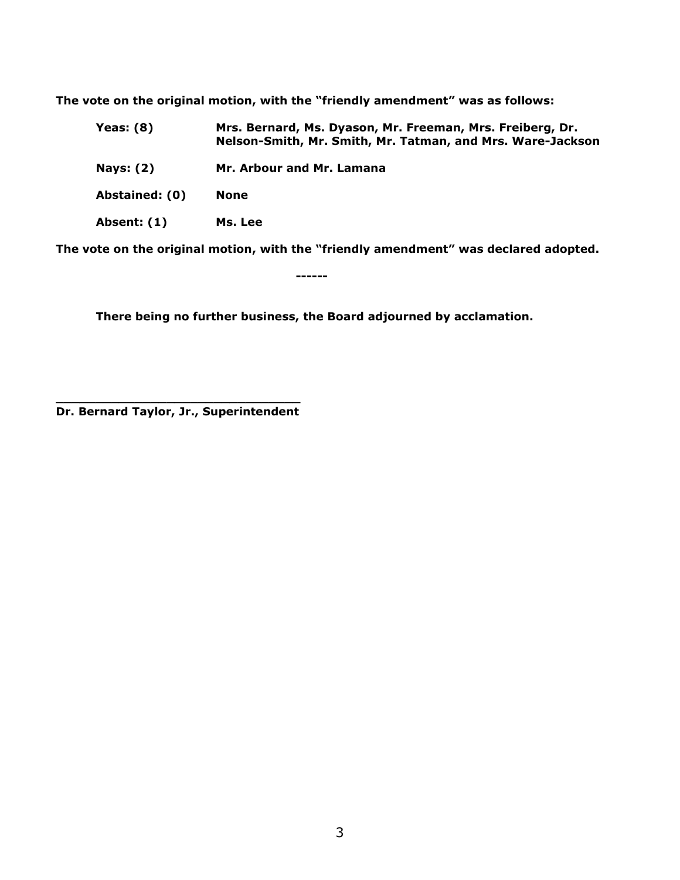**The vote on the original motion, with the "friendly amendment" was as follows:**

| | |
|---|---|
| **Yeas: (8)** | **Mrs. Bernard, Ms. Dyason, Mr. Freeman, Mrs. Freiberg, Dr. Nelson-Smith, Mr. Smith, Mr. Tatman, and Mrs. Ware-Jackson** |
| **Nays: (2)** | **Mr. Arbour and Mr. Lamana** |
| **Abstained: (0)** | **None** |
| **Absent: (1)** | **Ms. Lee** |

**The vote on the original motion, with the "friendly amendment" was declared adopted.**

**------**

**There being no further business, the Board adjourned by acclamation.**

**\_\_\_\_\_\_\_\_\_\_\_\_\_\_\_\_\_\_\_\_\_\_\_\_\_\_\_\_\_\_\_\_**

**Dr. Bernard Taylor, Jr., Superintendent**